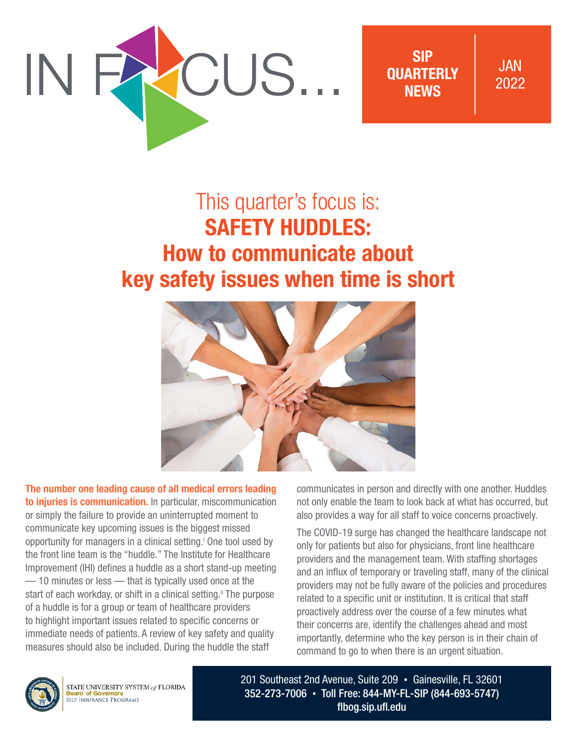# IN FOCUS...

**SIP QUARTERLY NEWS** | JAN 2022

## This quarter's focus is: **SAFETY HUDDLES: How to communicate about key safety issues when time is short**

**The number one leading cause of all medical errors leading to injuries is communication.** In particular, miscommunication or simply the failure to provide an uninterrupted moment to communicate key upcoming issues is the biggest missed opportunity for managers in a clinical setting.[i] One tool used by the front line team is the "huddle." The Institute for Healthcare Improvement (IHI) defines a huddle as a short stand-up meeting — 10 minutes or less — that is typically used once at the start of each workday, or shift in a clinical setting.[ii] The purpose of a huddle is for a group or team of healthcare providers to highlight important issues related to specific concerns or immediate needs of patients. A review of key safety and quality measures should also be included. During the huddle the staff communicates in person and directly with one another. Huddles not only enable the team to look back at what has occurred, but also provides a way for all staff to voice concerns proactively.

The COVID-19 surge has changed the healthcare landscape not only for patients but also for physicians, front line healthcare providers and the management team. With staffing shortages and an influx of temporary or traveling staff, many of the clinical providers may not be fully aware of the policies and procedures related to a specific unit or institution. It is critical that staff proactively address over the course of a few minutes what their concerns are, identify the challenges ahead and most importantly, determine who the key person is in their chain of command to go to when there is an urgent situation.

STATE UNIVERSITY SYSTEM *of* FLORIDA
Board of Governors
SELF-INSURANCE PROGRAMS

201 Southeast 2nd Avenue, Suite 209 • Gainesville, FL 32601
352-273-7006 • Toll Free: 844-MY-FL-SIP (844-693-5747)
flbog.sip.ufl.edu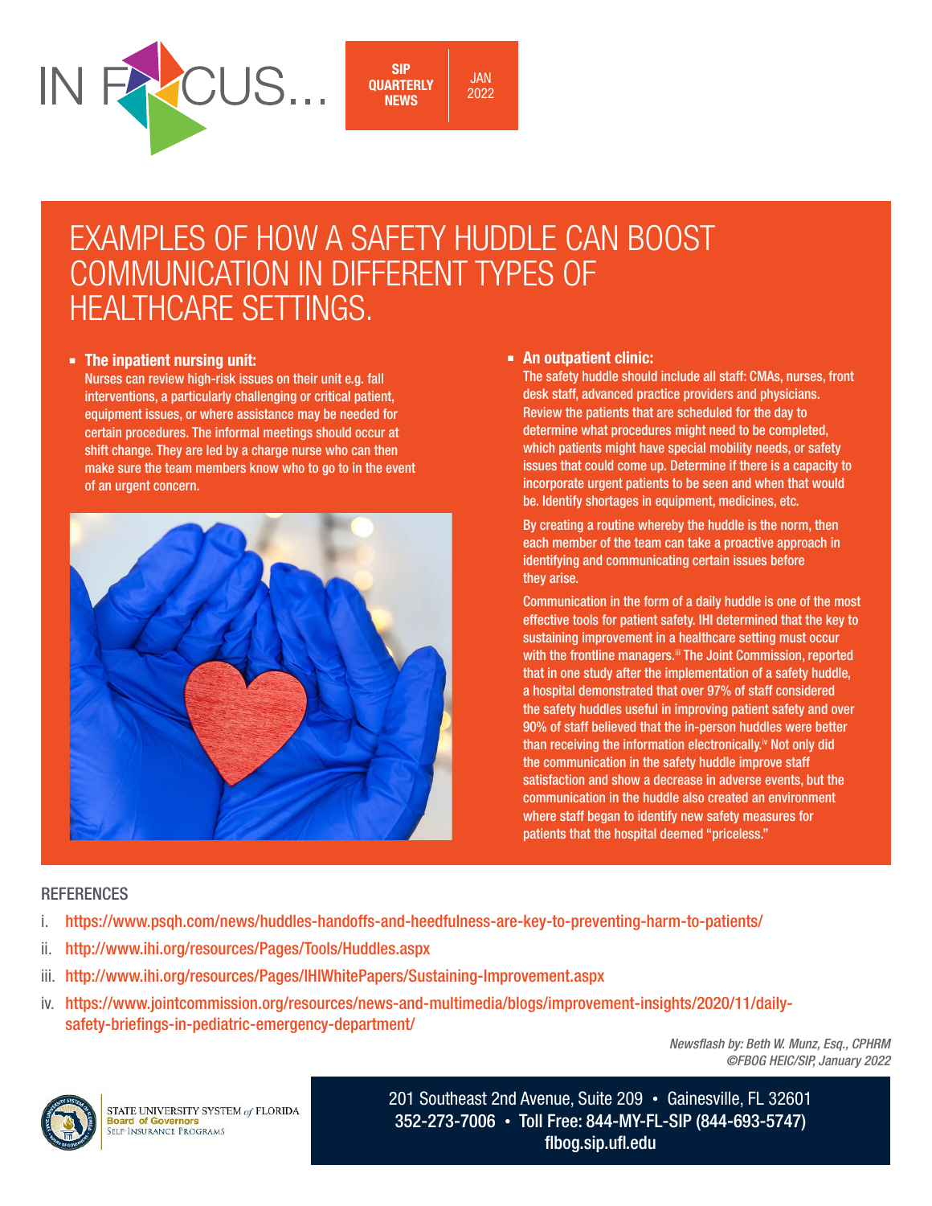IN FOCUS...

SIP QUARTERLY NEWS | JAN 2022

# EXAMPLES OF HOW A SAFETY HUDDLE CAN BOOST COMMUNICATION IN DIFFERENT TYPES OF HEALTHCARE SETTINGS.

- **The inpatient nursing unit:**
  Nurses can review high-risk issues on their unit e.g. fall interventions, a particularly challenging or critical patient, equipment issues, or where assistance may be needed for certain procedures. The informal meetings should occur at shift change. They are led by a charge nurse who can then make sure the team members know who to go to in the event of an urgent concern.

- **An outpatient clinic:**
  The safety huddle should include all staff: CMAs, nurses, front desk staff, advanced practice providers and physicians. Review the patients that are scheduled for the day to determine what procedures might need to be completed, which patients might have special mobility needs, or safety issues that could come up. Determine if there is a capacity to incorporate urgent patients to be seen and when that would be. Identify shortages in equipment, medicines, etc.

  By creating a routine whereby the huddle is the norm, then each member of the team can take a proactive approach in identifying and communicating certain issues before they arise.

  Communication in the form of a daily huddle is one of the most effective tools for patient safety. IHI determined that the key to sustaining improvement in a healthcare setting must occur with the frontline managers.[iii] The Joint Commission, reported that in one study after the implementation of a safety huddle, a hospital demonstrated that over 97% of staff considered the safety huddles useful in improving patient safety and over 90% of staff believed that the in-person huddles were better than receiving the information electronically.[iv] Not only did the communication in the safety huddle improve staff satisfaction and show a decrease in adverse events, but the communication in the huddle also created an environment where staff began to identify new safety measures for patients that the hospital deemed "priceless."

## REFERENCES

i. https://www.psqh.com/news/huddles-handoffs-and-heedfulness-are-key-to-preventing-harm-to-patients/

ii. http://www.ihi.org/resources/Pages/Tools/Huddles.aspx

iii. http://www.ihi.org/resources/Pages/IHIWhitePapers/Sustaining-Improvement.aspx

iv. https://www.jointcommission.org/resources/news-and-multimedia/blogs/improvement-insights/2020/11/daily-safety-briefings-in-pediatric-emergency-department/

*Newsflash by: Beth W. Munz, Esq., CPHRM*
*©FBOG HEIC/SIP, January 2022*

STATE UNIVERSITY SYSTEM *of* FLORIDA
Board of Governors
SELF-INSURANCE PROGRAMS

201 Southeast 2nd Avenue, Suite 209 • Gainesville, FL 32601
352-273-7006 • Toll Free: 844-MY-FL-SIP (844-693-5747)
flbog.sip.ufl.edu